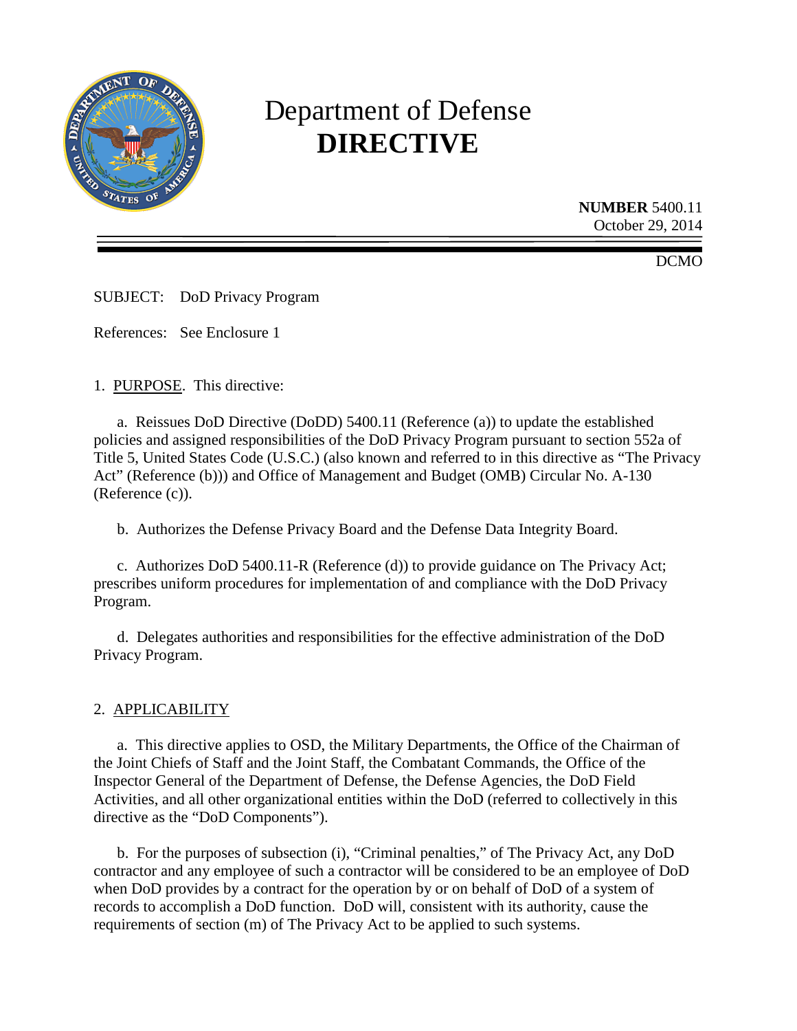# Department of Defense
# DIRECTIVE

**NUMBER** 5400.11
October 29, 2014

DCMO

SUBJECT: DoD Privacy Program

References: See Enclosure 1

1. PURPOSE. This directive:

a. Reissues DoD Directive (DoDD) 5400.11 (Reference (a)) to update the established policies and assigned responsibilities of the DoD Privacy Program pursuant to section 552a of Title 5, United States Code (U.S.C.) (also known and referred to in this directive as "The Privacy Act" (Reference (b))) and Office of Management and Budget (OMB) Circular No. A-130 (Reference (c)).

b. Authorizes the Defense Privacy Board and the Defense Data Integrity Board.

c. Authorizes DoD 5400.11-R (Reference (d)) to provide guidance on The Privacy Act; prescribes uniform procedures for implementation of and compliance with the DoD Privacy Program.

d. Delegates authorities and responsibilities for the effective administration of the DoD Privacy Program.

2. APPLICABILITY

a. This directive applies to OSD, the Military Departments, the Office of the Chairman of the Joint Chiefs of Staff and the Joint Staff, the Combatant Commands, the Office of the Inspector General of the Department of Defense, the Defense Agencies, the DoD Field Activities, and all other organizational entities within the DoD (referred to collectively in this directive as the "DoD Components").

b. For the purposes of subsection (i), "Criminal penalties," of The Privacy Act, any DoD contractor and any employee of such a contractor will be considered to be an employee of DoD when DoD provides by a contract for the operation by or on behalf of DoD of a system of records to accomplish a DoD function. DoD will, consistent with its authority, cause the requirements of section (m) of The Privacy Act to be applied to such systems.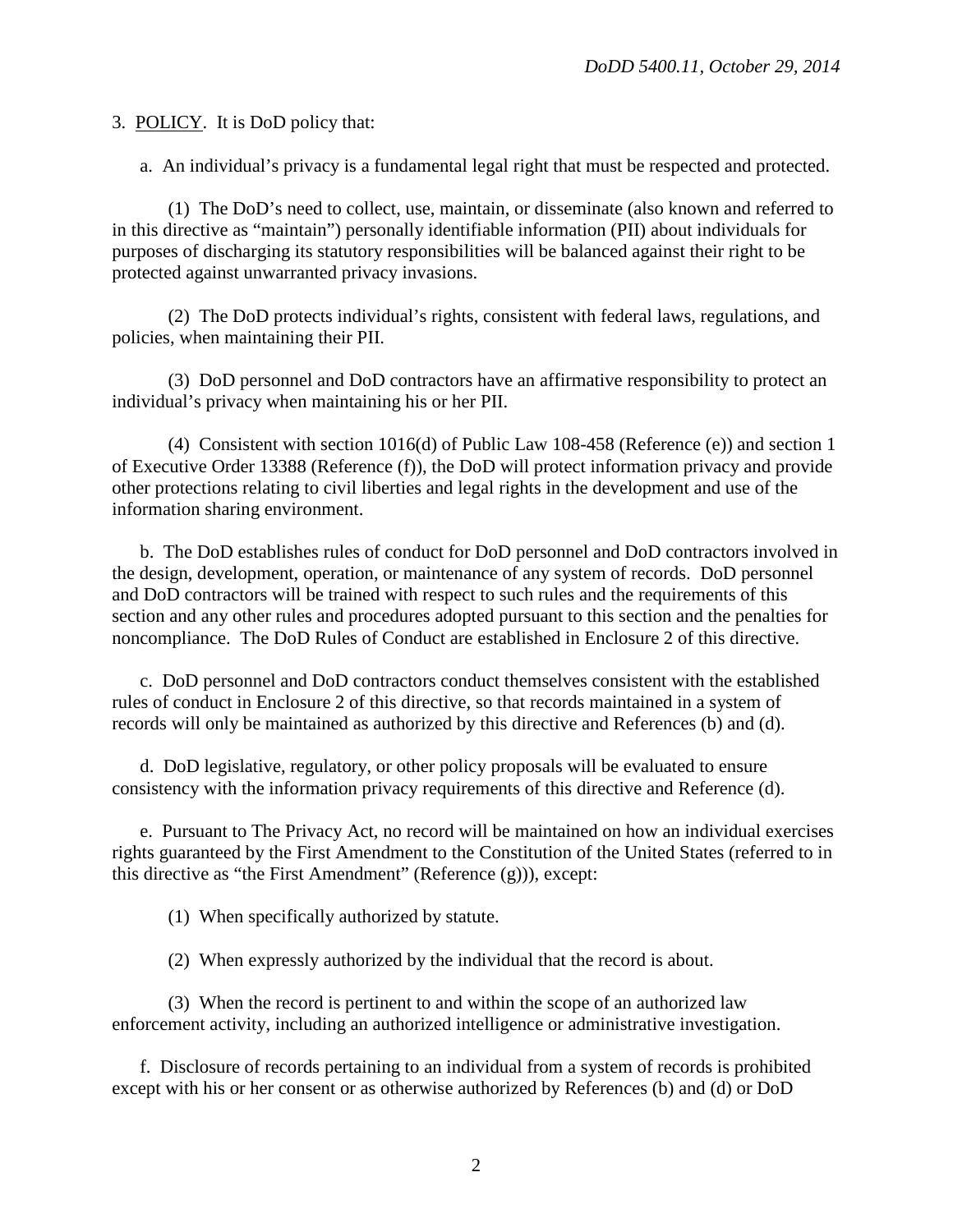3. POLICY. It is DoD policy that:

a. An individual's privacy is a fundamental legal right that must be respected and protected.

(1) The DoD's need to collect, use, maintain, or disseminate (also known and referred to in this directive as "maintain") personally identifiable information (PII) about individuals for purposes of discharging its statutory responsibilities will be balanced against their right to be protected against unwarranted privacy invasions.

(2) The DoD protects individual's rights, consistent with federal laws, regulations, and policies, when maintaining their PII.

(3) DoD personnel and DoD contractors have an affirmative responsibility to protect an individual's privacy when maintaining his or her PII.

(4) Consistent with section 1016(d) of Public Law 108-458 (Reference (e)) and section 1 of Executive Order 13388 (Reference (f)), the DoD will protect information privacy and provide other protections relating to civil liberties and legal rights in the development and use of the information sharing environment.

b. The DoD establishes rules of conduct for DoD personnel and DoD contractors involved in the design, development, operation, or maintenance of any system of records. DoD personnel and DoD contractors will be trained with respect to such rules and the requirements of this section and any other rules and procedures adopted pursuant to this section and the penalties for noncompliance. The DoD Rules of Conduct are established in Enclosure 2 of this directive.

c. DoD personnel and DoD contractors conduct themselves consistent with the established rules of conduct in Enclosure 2 of this directive, so that records maintained in a system of records will only be maintained as authorized by this directive and References (b) and (d).

d. DoD legislative, regulatory, or other policy proposals will be evaluated to ensure consistency with the information privacy requirements of this directive and Reference (d).

e. Pursuant to The Privacy Act, no record will be maintained on how an individual exercises rights guaranteed by the First Amendment to the Constitution of the United States (referred to in this directive as "the First Amendment" (Reference (g))), except:

(1) When specifically authorized by statute.

(2) When expressly authorized by the individual that the record is about.

(3) When the record is pertinent to and within the scope of an authorized law enforcement activity, including an authorized intelligence or administrative investigation.

f. Disclosure of records pertaining to an individual from a system of records is prohibited except with his or her consent or as otherwise authorized by References (b) and (d) or DoD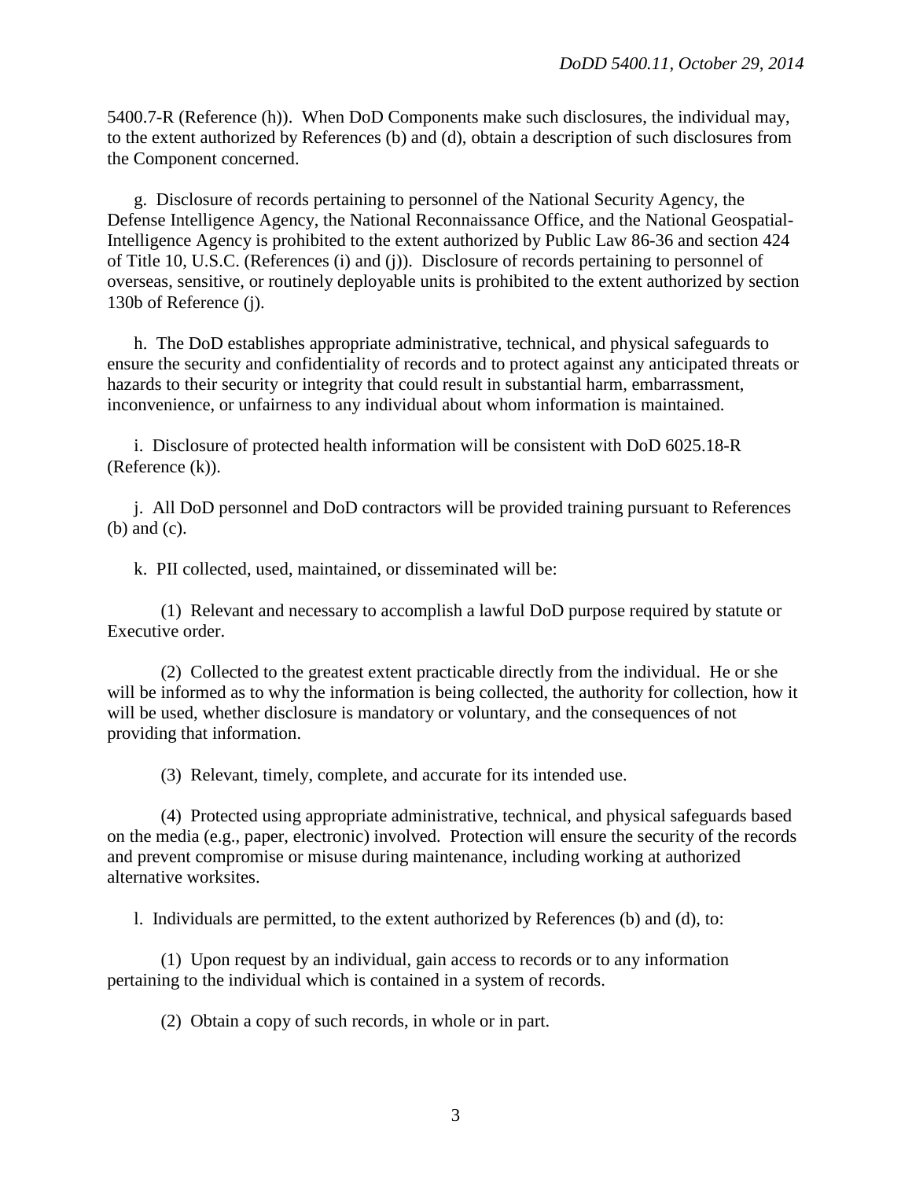5400.7-R (Reference (h)). When DoD Components make such disclosures, the individual may, to the extent authorized by References (b) and (d), obtain a description of such disclosures from the Component concerned.

g. Disclosure of records pertaining to personnel of the National Security Agency, the Defense Intelligence Agency, the National Reconnaissance Office, and the National Geospatial-Intelligence Agency is prohibited to the extent authorized by Public Law 86-36 and section 424 of Title 10, U.S.C. (References (i) and (j)). Disclosure of records pertaining to personnel of overseas, sensitive, or routinely deployable units is prohibited to the extent authorized by section 130b of Reference (j).

h. The DoD establishes appropriate administrative, technical, and physical safeguards to ensure the security and confidentiality of records and to protect against any anticipated threats or hazards to their security or integrity that could result in substantial harm, embarrassment, inconvenience, or unfairness to any individual about whom information is maintained.

i. Disclosure of protected health information will be consistent with DoD 6025.18-R (Reference (k)).

j. All DoD personnel and DoD contractors will be provided training pursuant to References (b) and (c).

k. PII collected, used, maintained, or disseminated will be:

(1) Relevant and necessary to accomplish a lawful DoD purpose required by statute or Executive order.

(2) Collected to the greatest extent practicable directly from the individual. He or she will be informed as to why the information is being collected, the authority for collection, how it will be used, whether disclosure is mandatory or voluntary, and the consequences of not providing that information.

(3) Relevant, timely, complete, and accurate for its intended use.

(4) Protected using appropriate administrative, technical, and physical safeguards based on the media (e.g., paper, electronic) involved. Protection will ensure the security of the records and prevent compromise or misuse during maintenance, including working at authorized alternative worksites.

l. Individuals are permitted, to the extent authorized by References (b) and (d), to:

(1) Upon request by an individual, gain access to records or to any information pertaining to the individual which is contained in a system of records.

(2) Obtain a copy of such records, in whole or in part.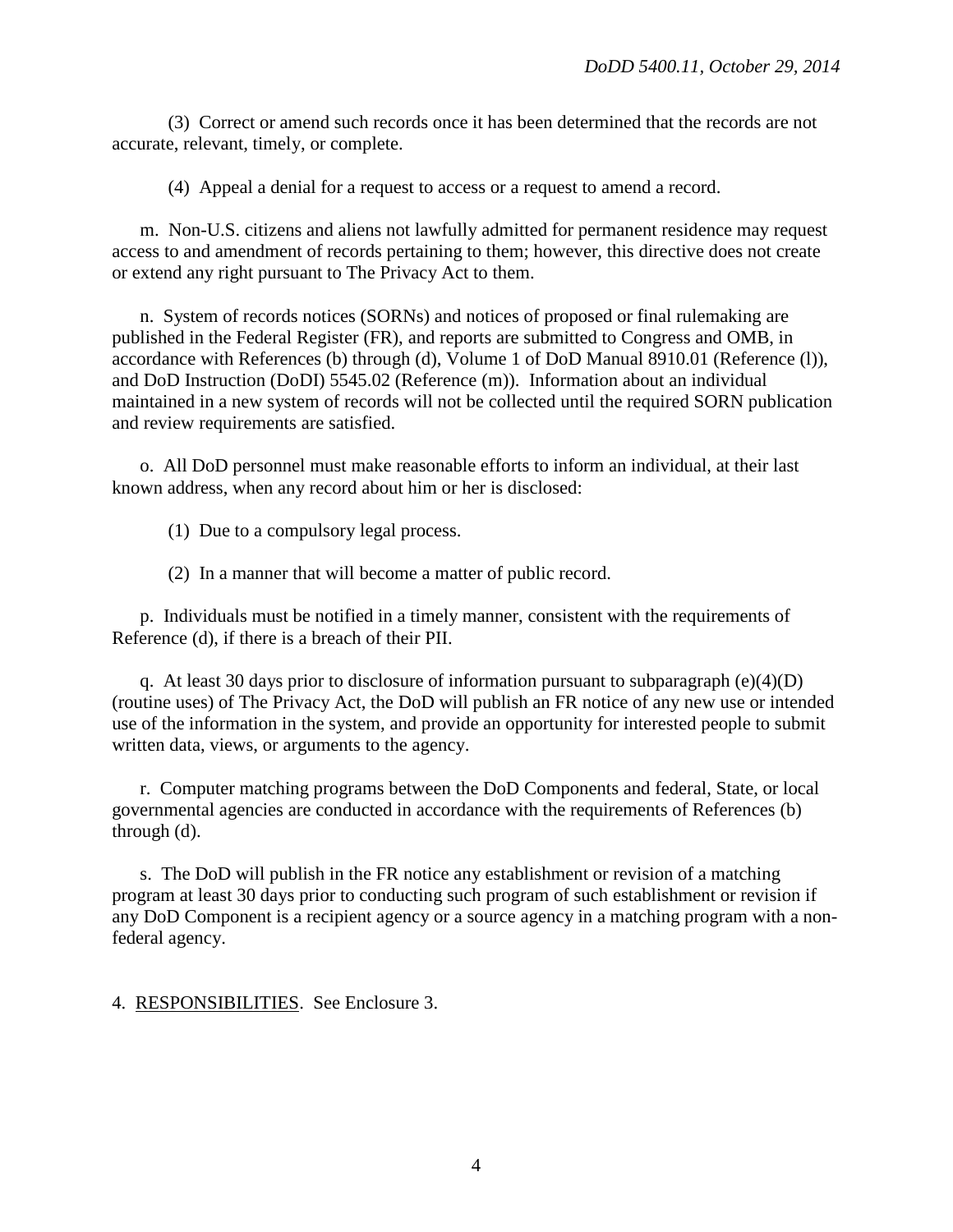(3) Correct or amend such records once it has been determined that the records are not accurate, relevant, timely, or complete.

(4) Appeal a denial for a request to access or a request to amend a record.

m. Non-U.S. citizens and aliens not lawfully admitted for permanent residence may request access to and amendment of records pertaining to them; however, this directive does not create or extend any right pursuant to The Privacy Act to them.

n. System of records notices (SORNs) and notices of proposed or final rulemaking are published in the Federal Register (FR), and reports are submitted to Congress and OMB, in accordance with References (b) through (d), Volume 1 of DoD Manual 8910.01 (Reference (l)), and DoD Instruction (DoDI) 5545.02 (Reference (m)). Information about an individual maintained in a new system of records will not be collected until the required SORN publication and review requirements are satisfied.

o. All DoD personnel must make reasonable efforts to inform an individual, at their last known address, when any record about him or her is disclosed:

(1) Due to a compulsory legal process.

(2) In a manner that will become a matter of public record.

p. Individuals must be notified in a timely manner, consistent with the requirements of Reference (d), if there is a breach of their PII.

q. At least 30 days prior to disclosure of information pursuant to subparagraph (e)(4)(D) (routine uses) of The Privacy Act, the DoD will publish an FR notice of any new use or intended use of the information in the system, and provide an opportunity for interested people to submit written data, views, or arguments to the agency.

r. Computer matching programs between the DoD Components and federal, State, or local governmental agencies are conducted in accordance with the requirements of References (b) through (d).

s. The DoD will publish in the FR notice any establishment or revision of a matching program at least 30 days prior to conducting such program of such establishment or revision if any DoD Component is a recipient agency or a source agency in a matching program with a non-federal agency.

4. RESPONSIBILITIES. See Enclosure 3.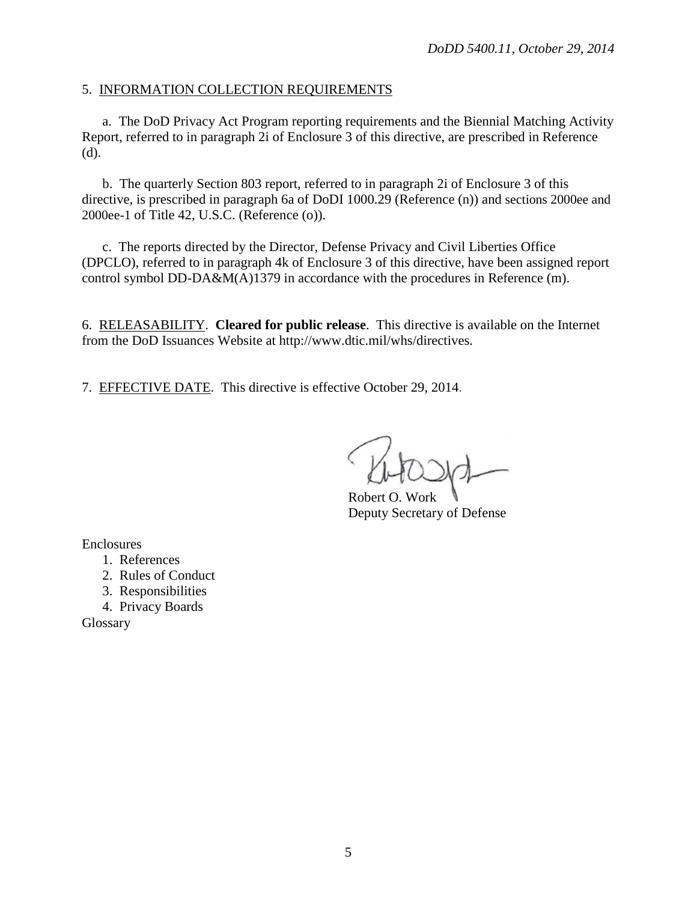5. <u>INFORMATION COLLECTION REQUIREMENTS</u>

a. The DoD Privacy Act Program reporting requirements and the Biennial Matching Activity Report, referred to in paragraph 2i of Enclosure 3 of this directive, are prescribed in Reference (d).

b. The quarterly Section 803 report, referred to in paragraph 2i of Enclosure 3 of this directive, is prescribed in paragraph 6a of DoDI 1000.29 (Reference (n)) and sections 2000ee and 2000ee-1 of Title 42, U.S.C. (Reference (o)).

c. The reports directed by the Director, Defense Privacy and Civil Liberties Office (DPCLO), referred to in paragraph 4k of Enclosure 3 of this directive, have been assigned report control symbol DD-DA&M(A)1379 in accordance with the procedures in Reference (m).

6. <u>RELEASABILITY</u>. **Cleared for public release**. This directive is available on the Internet from the DoD Issuances Website at http://www.dtic.mil/whs/directives.

7. <u>EFFECTIVE DATE</u>. This directive is effective October 29, 2014.

Robert O. Work
Deputy Secretary of Defense

Enclosures
1. References
2. Rules of Conduct
3. Responsibilities
4. Privacy Boards

Glossary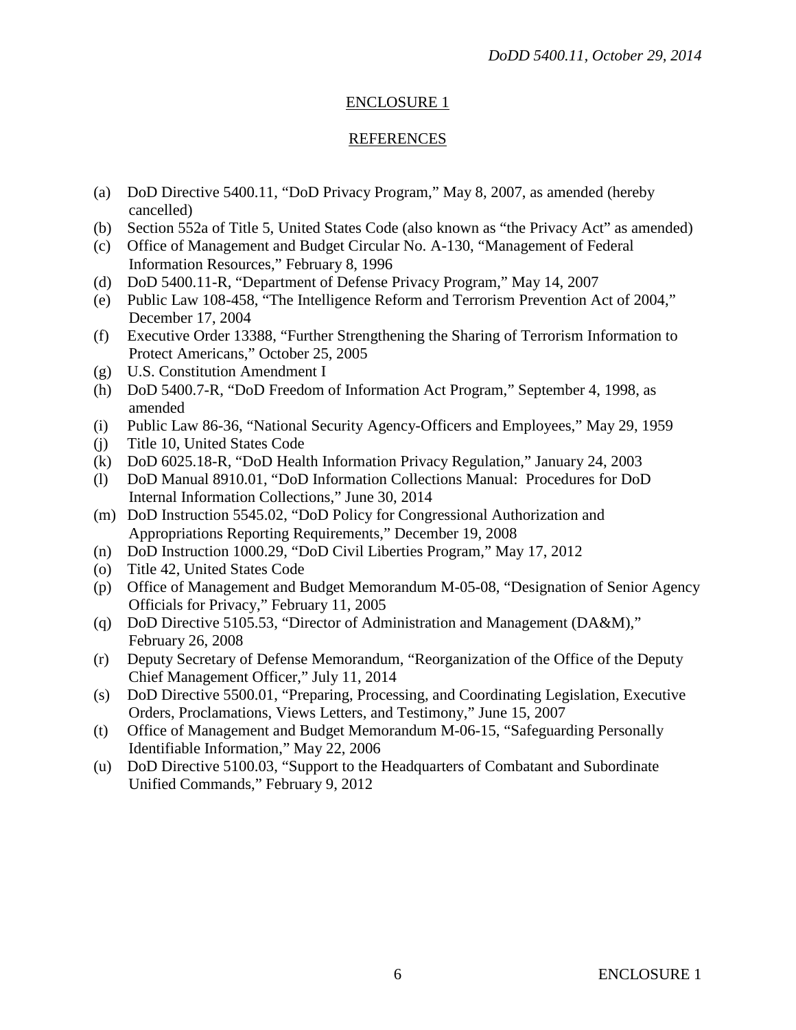## ENCLOSURE 1

## REFERENCES

(a) DoD Directive 5400.11, "DoD Privacy Program," May 8, 2007, as amended (hereby cancelled)
(b) Section 552a of Title 5, United States Code (also known as "the Privacy Act" as amended)
(c) Office of Management and Budget Circular No. A-130, "Management of Federal Information Resources," February 8, 1996
(d) DoD 5400.11-R, "Department of Defense Privacy Program," May 14, 2007
(e) Public Law 108-458, "The Intelligence Reform and Terrorism Prevention Act of 2004," December 17, 2004
(f) Executive Order 13388, "Further Strengthening the Sharing of Terrorism Information to Protect Americans," October 25, 2005
(g) U.S. Constitution Amendment I
(h) DoD 5400.7-R, "DoD Freedom of Information Act Program," September 4, 1998, as amended
(i) Public Law 86-36, "National Security Agency-Officers and Employees," May 29, 1959
(j) Title 10, United States Code
(k) DoD 6025.18-R, "DoD Health Information Privacy Regulation," January 24, 2003
(l) DoD Manual 8910.01, "DoD Information Collections Manual: Procedures for DoD Internal Information Collections," June 30, 2014
(m) DoD Instruction 5545.02, "DoD Policy for Congressional Authorization and Appropriations Reporting Requirements," December 19, 2008
(n) DoD Instruction 1000.29, "DoD Civil Liberties Program," May 17, 2012
(o) Title 42, United States Code
(p) Office of Management and Budget Memorandum M-05-08, "Designation of Senior Agency Officials for Privacy," February 11, 2005
(q) DoD Directive 5105.53, "Director of Administration and Management (DA&M)," February 26, 2008
(r) Deputy Secretary of Defense Memorandum, "Reorganization of the Office of the Deputy Chief Management Officer," July 11, 2014
(s) DoD Directive 5500.01, "Preparing, Processing, and Coordinating Legislation, Executive Orders, Proclamations, Views Letters, and Testimony," June 15, 2007
(t) Office of Management and Budget Memorandum M-06-15, "Safeguarding Personally Identifiable Information," May 22, 2006
(u) DoD Directive 5100.03, "Support to the Headquarters of Combatant and Subordinate Unified Commands," February 9, 2012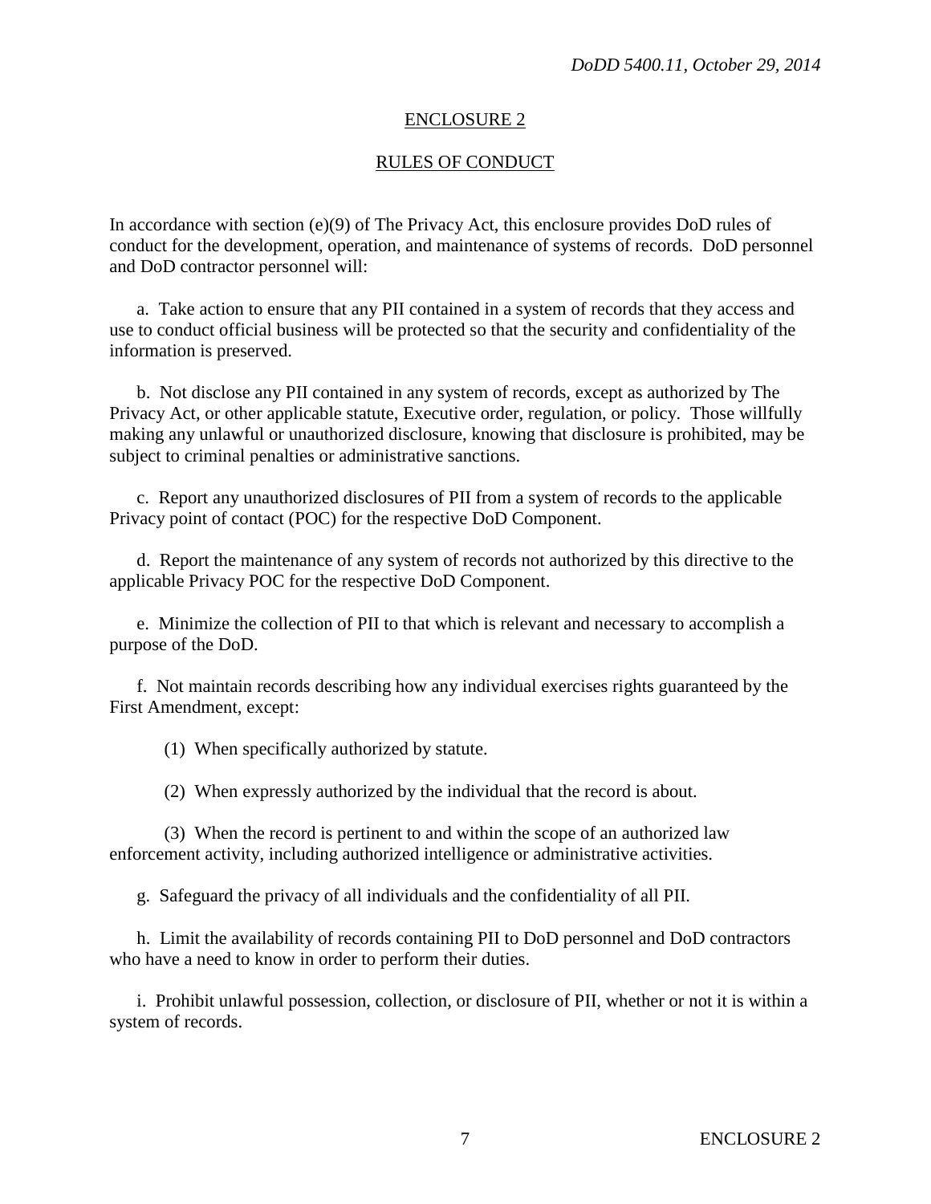## ENCLOSURE 2

## RULES OF CONDUCT

In accordance with section (e)(9) of The Privacy Act, this enclosure provides DoD rules of conduct for the development, operation, and maintenance of systems of records. DoD personnel and DoD contractor personnel will:

a. Take action to ensure that any PII contained in a system of records that they access and use to conduct official business will be protected so that the security and confidentiality of the information is preserved.

b. Not disclose any PII contained in any system of records, except as authorized by The Privacy Act, or other applicable statute, Executive order, regulation, or policy. Those willfully making any unlawful or unauthorized disclosure, knowing that disclosure is prohibited, may be subject to criminal penalties or administrative sanctions.

c. Report any unauthorized disclosures of PII from a system of records to the applicable Privacy point of contact (POC) for the respective DoD Component.

d. Report the maintenance of any system of records not authorized by this directive to the applicable Privacy POC for the respective DoD Component.

e. Minimize the collection of PII to that which is relevant and necessary to accomplish a purpose of the DoD.

f. Not maintain records describing how any individual exercises rights guaranteed by the First Amendment, except:

(1) When specifically authorized by statute.

(2) When expressly authorized by the individual that the record is about.

(3) When the record is pertinent to and within the scope of an authorized law enforcement activity, including authorized intelligence or administrative activities.

g. Safeguard the privacy of all individuals and the confidentiality of all PII.

h. Limit the availability of records containing PII to DoD personnel and DoD contractors who have a need to know in order to perform their duties.

i. Prohibit unlawful possession, collection, or disclosure of PII, whether or not it is within a system of records.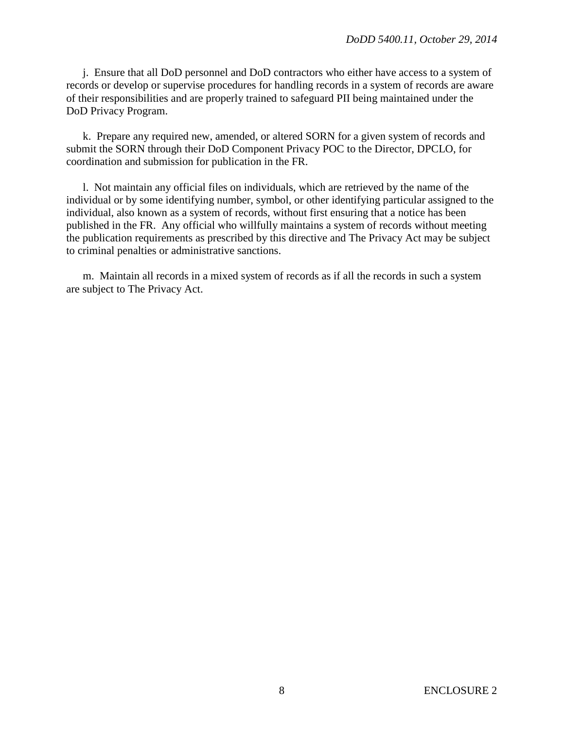j. Ensure that all DoD personnel and DoD contractors who either have access to a system of records or develop or supervise procedures for handling records in a system of records are aware of their responsibilities and are properly trained to safeguard PII being maintained under the DoD Privacy Program.

k. Prepare any required new, amended, or altered SORN for a given system of records and submit the SORN through their DoD Component Privacy POC to the Director, DPCLO, for coordination and submission for publication in the FR.

l. Not maintain any official files on individuals, which are retrieved by the name of the individual or by some identifying number, symbol, or other identifying particular assigned to the individual, also known as a system of records, without first ensuring that a notice has been published in the FR. Any official who willfully maintains a system of records without meeting the publication requirements as prescribed by this directive and The Privacy Act may be subject to criminal penalties or administrative sanctions.

m. Maintain all records in a mixed system of records as if all the records in such a system are subject to The Privacy Act.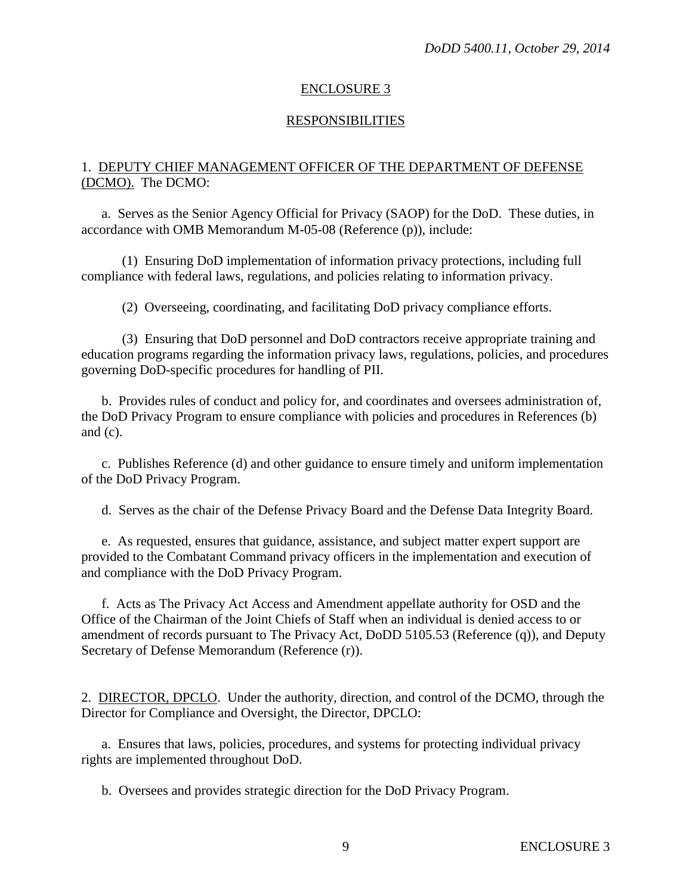## ENCLOSURE 3

## RESPONSIBILITIES

1. DEPUTY CHIEF MANAGEMENT OFFICER OF THE DEPARTMENT OF DEFENSE (DCMO). The DCMO:

a. Serves as the Senior Agency Official for Privacy (SAOP) for the DoD. These duties, in accordance with OMB Memorandum M-05-08 (Reference (p)), include:

(1) Ensuring DoD implementation of information privacy protections, including full compliance with federal laws, regulations, and policies relating to information privacy.

(2) Overseeing, coordinating, and facilitating DoD privacy compliance efforts.

(3) Ensuring that DoD personnel and DoD contractors receive appropriate training and education programs regarding the information privacy laws, regulations, policies, and procedures governing DoD-specific procedures for handling of PII.

b. Provides rules of conduct and policy for, and coordinates and oversees administration of, the DoD Privacy Program to ensure compliance with policies and procedures in References (b) and (c).

c. Publishes Reference (d) and other guidance to ensure timely and uniform implementation of the DoD Privacy Program.

d. Serves as the chair of the Defense Privacy Board and the Defense Data Integrity Board.

e. As requested, ensures that guidance, assistance, and subject matter expert support are provided to the Combatant Command privacy officers in the implementation and execution of and compliance with the DoD Privacy Program.

f. Acts as The Privacy Act Access and Amendment appellate authority for OSD and the Office of the Chairman of the Joint Chiefs of Staff when an individual is denied access to or amendment of records pursuant to The Privacy Act, DoDD 5105.53 (Reference (q)), and Deputy Secretary of Defense Memorandum (Reference (r)).

2. DIRECTOR, DPCLO. Under the authority, direction, and control of the DCMO, through the Director for Compliance and Oversight, the Director, DPCLO:

a. Ensures that laws, policies, procedures, and systems for protecting individual privacy rights are implemented throughout DoD.

b. Oversees and provides strategic direction for the DoD Privacy Program.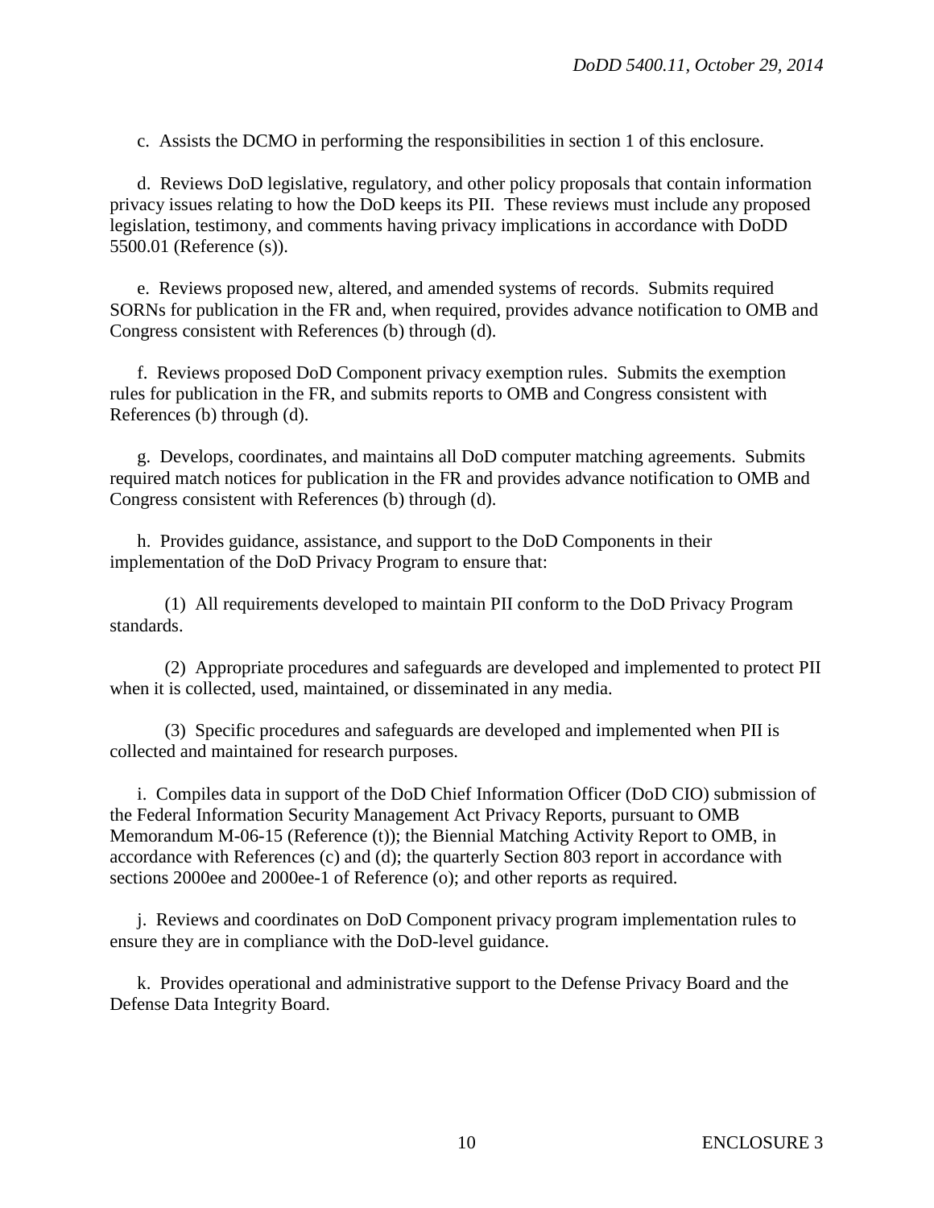c. Assists the DCMO in performing the responsibilities in section 1 of this enclosure.

d. Reviews DoD legislative, regulatory, and other policy proposals that contain information privacy issues relating to how the DoD keeps its PII. These reviews must include any proposed legislation, testimony, and comments having privacy implications in accordance with DoDD 5500.01 (Reference (s)).

e. Reviews proposed new, altered, and amended systems of records. Submits required SORNs for publication in the FR and, when required, provides advance notification to OMB and Congress consistent with References (b) through (d).

f. Reviews proposed DoD Component privacy exemption rules. Submits the exemption rules for publication in the FR, and submits reports to OMB and Congress consistent with References (b) through (d).

g. Develops, coordinates, and maintains all DoD computer matching agreements. Submits required match notices for publication in the FR and provides advance notification to OMB and Congress consistent with References (b) through (d).

h. Provides guidance, assistance, and support to the DoD Components in their implementation of the DoD Privacy Program to ensure that:

(1) All requirements developed to maintain PII conform to the DoD Privacy Program standards.

(2) Appropriate procedures and safeguards are developed and implemented to protect PII when it is collected, used, maintained, or disseminated in any media.

(3) Specific procedures and safeguards are developed and implemented when PII is collected and maintained for research purposes.

i. Compiles data in support of the DoD Chief Information Officer (DoD CIO) submission of the Federal Information Security Management Act Privacy Reports, pursuant to OMB Memorandum M-06-15 (Reference (t)); the Biennial Matching Activity Report to OMB, in accordance with References (c) and (d); the quarterly Section 803 report in accordance with sections 2000ee and 2000ee-1 of Reference (o); and other reports as required.

j. Reviews and coordinates on DoD Component privacy program implementation rules to ensure they are in compliance with the DoD-level guidance.

k. Provides operational and administrative support to the Defense Privacy Board and the Defense Data Integrity Board.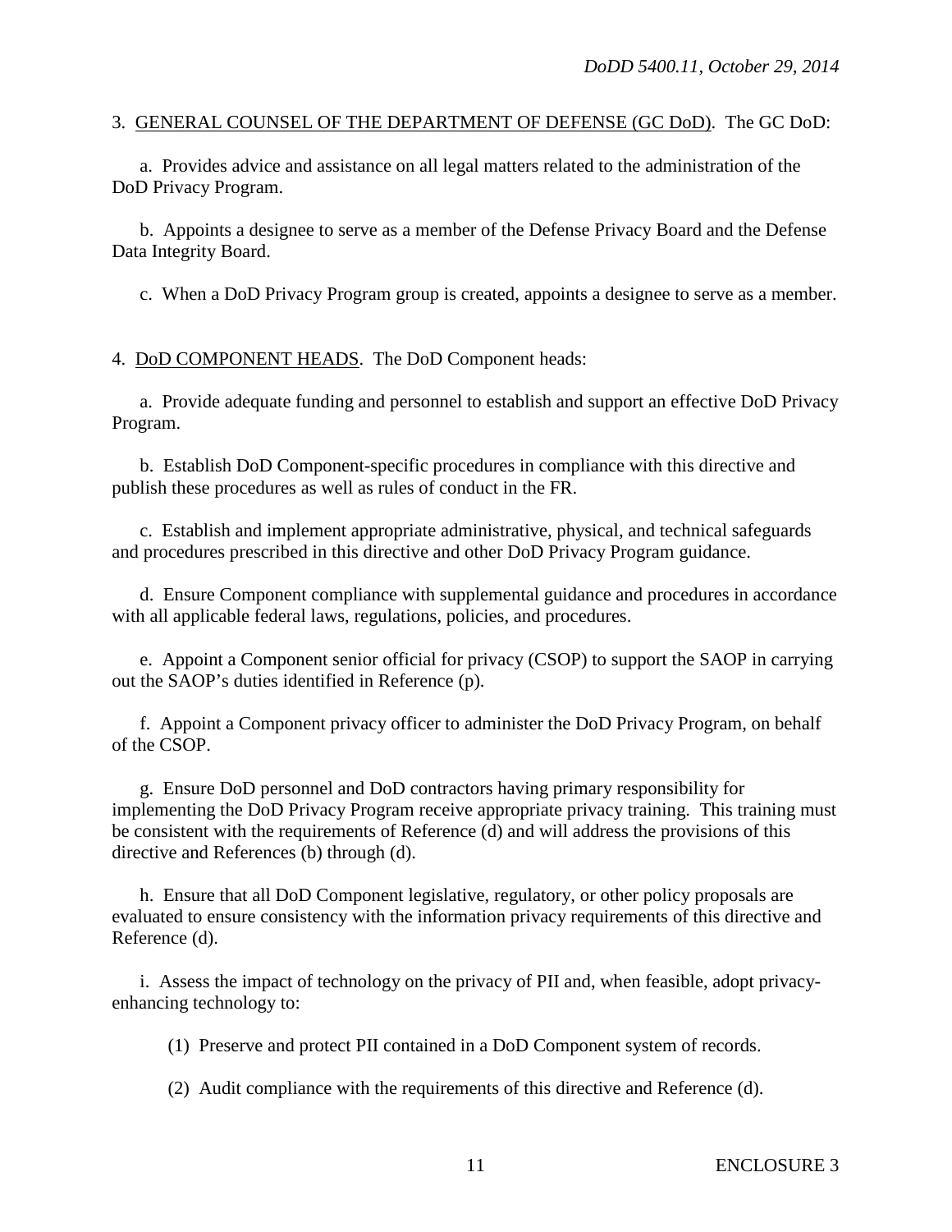3. GENERAL COUNSEL OF THE DEPARTMENT OF DEFENSE (GC DoD). The GC DoD:

a. Provides advice and assistance on all legal matters related to the administration of the DoD Privacy Program.

b. Appoints a designee to serve as a member of the Defense Privacy Board and the Defense Data Integrity Board.

c. When a DoD Privacy Program group is created, appoints a designee to serve as a member.

4. DoD COMPONENT HEADS. The DoD Component heads:

a. Provide adequate funding and personnel to establish and support an effective DoD Privacy Program.

b. Establish DoD Component-specific procedures in compliance with this directive and publish these procedures as well as rules of conduct in the FR.

c. Establish and implement appropriate administrative, physical, and technical safeguards and procedures prescribed in this directive and other DoD Privacy Program guidance.

d. Ensure Component compliance with supplemental guidance and procedures in accordance with all applicable federal laws, regulations, policies, and procedures.

e. Appoint a Component senior official for privacy (CSOP) to support the SAOP in carrying out the SAOP's duties identified in Reference (p).

f. Appoint a Component privacy officer to administer the DoD Privacy Program, on behalf of the CSOP.

g. Ensure DoD personnel and DoD contractors having primary responsibility for implementing the DoD Privacy Program receive appropriate privacy training. This training must be consistent with the requirements of Reference (d) and will address the provisions of this directive and References (b) through (d).

h. Ensure that all DoD Component legislative, regulatory, or other policy proposals are evaluated to ensure consistency with the information privacy requirements of this directive and Reference (d).

i. Assess the impact of technology on the privacy of PII and, when feasible, adopt privacy-enhancing technology to:

(1) Preserve and protect PII contained in a DoD Component system of records.

(2) Audit compliance with the requirements of this directive and Reference (d).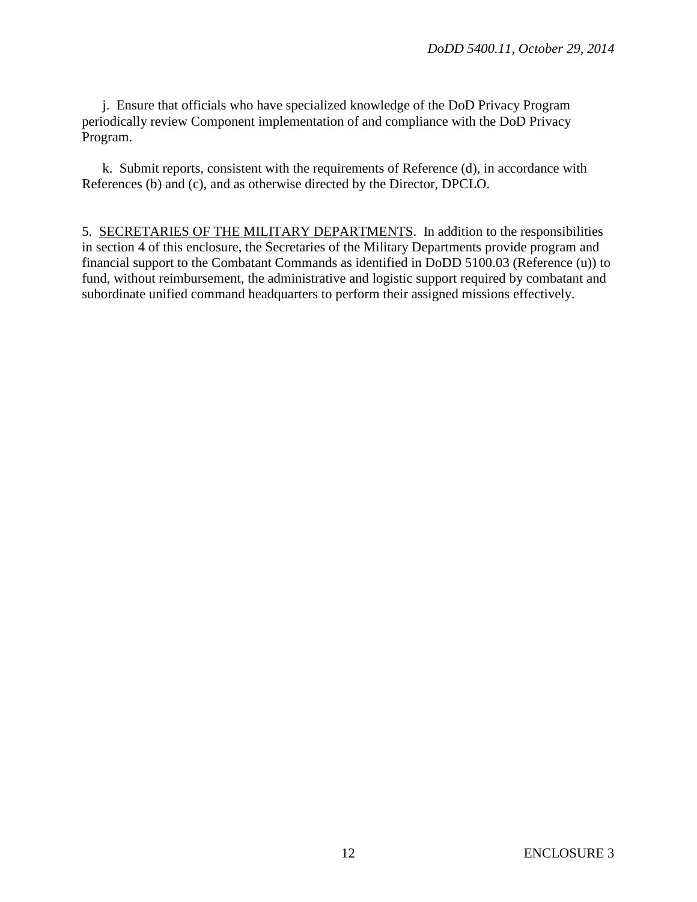j. Ensure that officials who have specialized knowledge of the DoD Privacy Program periodically review Component implementation of and compliance with the DoD Privacy Program.

k. Submit reports, consistent with the requirements of Reference (d), in accordance with References (b) and (c), and as otherwise directed by the Director, DPCLO.

5. SECRETARIES OF THE MILITARY DEPARTMENTS. In addition to the responsibilities in section 4 of this enclosure, the Secretaries of the Military Departments provide program and financial support to the Combatant Commands as identified in DoDD 5100.03 (Reference (u)) to fund, without reimbursement, the administrative and logistic support required by combatant and subordinate unified command headquarters to perform their assigned missions effectively.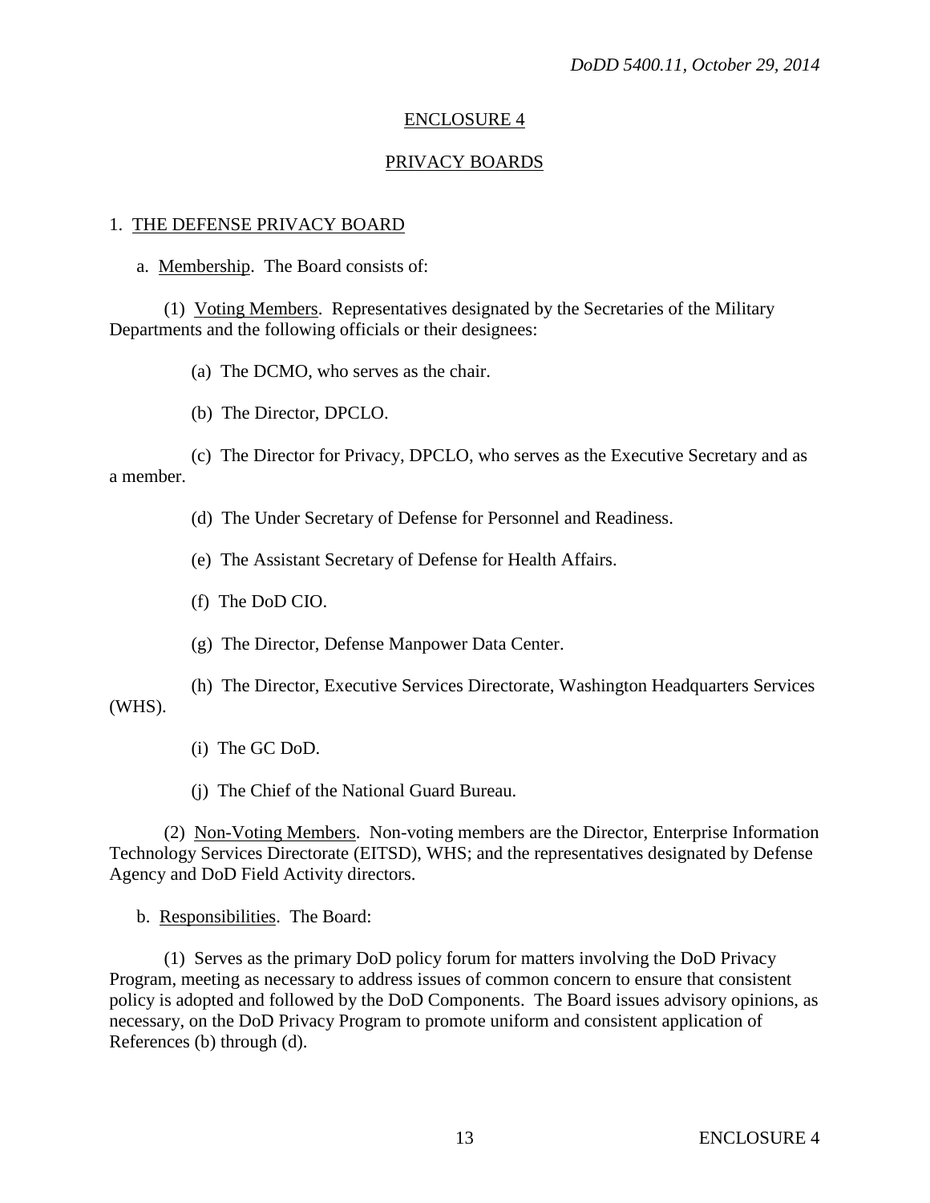## ENCLOSURE 4

## PRIVACY BOARDS

### 1. THE DEFENSE PRIVACY BOARD

a. Membership. The Board consists of:

(1) Voting Members. Representatives designated by the Secretaries of the Military Departments and the following officials or their designees:

(a) The DCMO, who serves as the chair.

(b) The Director, DPCLO.

(c) The Director for Privacy, DPCLO, who serves as the Executive Secretary and as a member.

(d) The Under Secretary of Defense for Personnel and Readiness.

(e) The Assistant Secretary of Defense for Health Affairs.

(f) The DoD CIO.

(g) The Director, Defense Manpower Data Center.

(h) The Director, Executive Services Directorate, Washington Headquarters Services (WHS).

(i) The GC DoD.

(j) The Chief of the National Guard Bureau.

(2) Non-Voting Members. Non-voting members are the Director, Enterprise Information Technology Services Directorate (EITSD), WHS; and the representatives designated by Defense Agency and DoD Field Activity directors.

b. Responsibilities. The Board:

(1) Serves as the primary DoD policy forum for matters involving the DoD Privacy Program, meeting as necessary to address issues of common concern to ensure that consistent policy is adopted and followed by the DoD Components. The Board issues advisory opinions, as necessary, on the DoD Privacy Program to promote uniform and consistent application of References (b) through (d).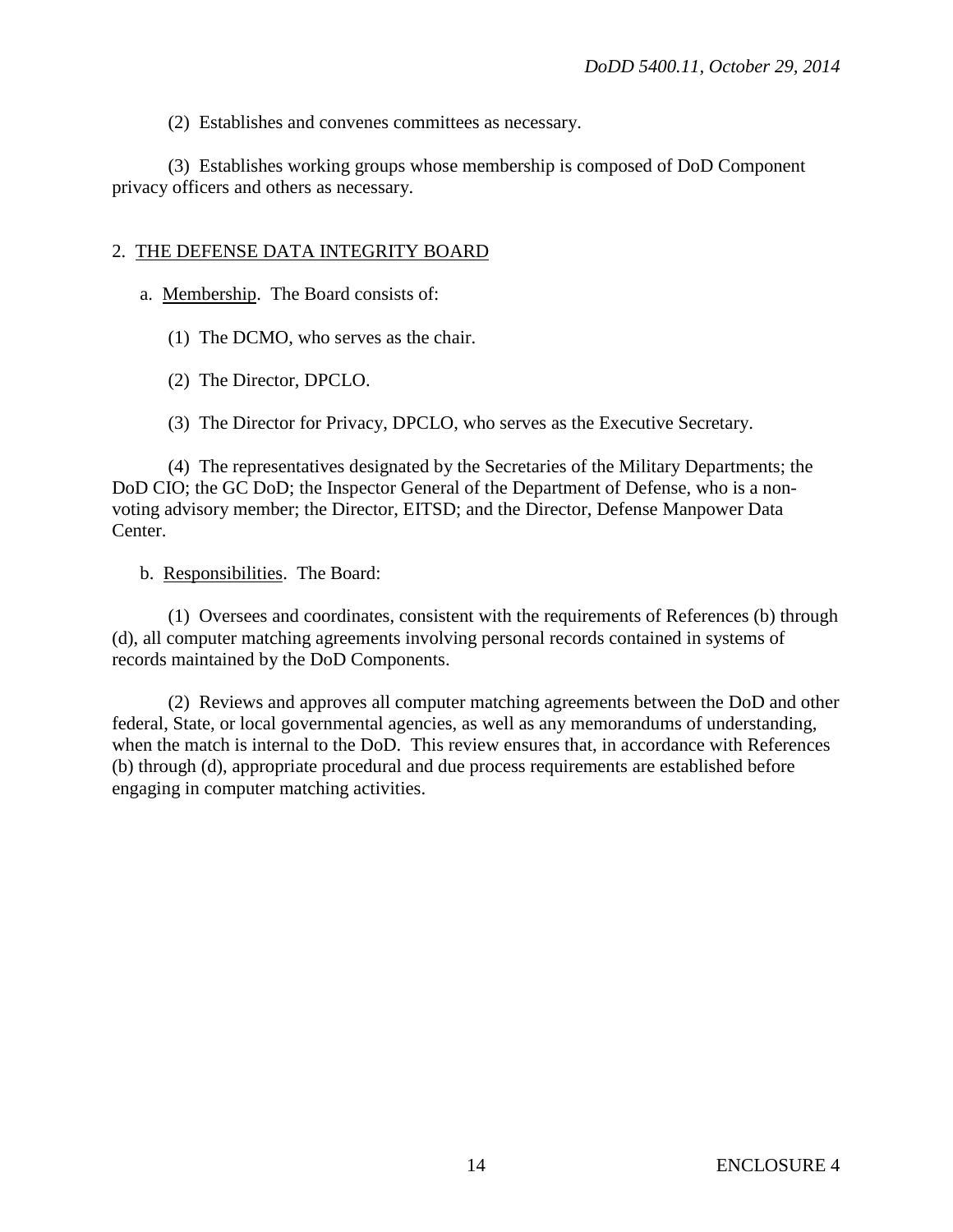(2) Establishes and convenes committees as necessary.

(3) Establishes working groups whose membership is composed of DoD Component privacy officers and others as necessary.

2. THE DEFENSE DATA INTEGRITY BOARD

a. Membership. The Board consists of:

(1) The DCMO, who serves as the chair.

(2) The Director, DPCLO.

(3) The Director for Privacy, DPCLO, who serves as the Executive Secretary.

(4) The representatives designated by the Secretaries of the Military Departments; the DoD CIO; the GC DoD; the Inspector General of the Department of Defense, who is a non-voting advisory member; the Director, EITSD; and the Director, Defense Manpower Data Center.

b. Responsibilities. The Board:

(1) Oversees and coordinates, consistent with the requirements of References (b) through (d), all computer matching agreements involving personal records contained in systems of records maintained by the DoD Components.

(2) Reviews and approves all computer matching agreements between the DoD and other federal, State, or local governmental agencies, as well as any memorandums of understanding, when the match is internal to the DoD. This review ensures that, in accordance with References (b) through (d), appropriate procedural and due process requirements are established before engaging in computer matching activities.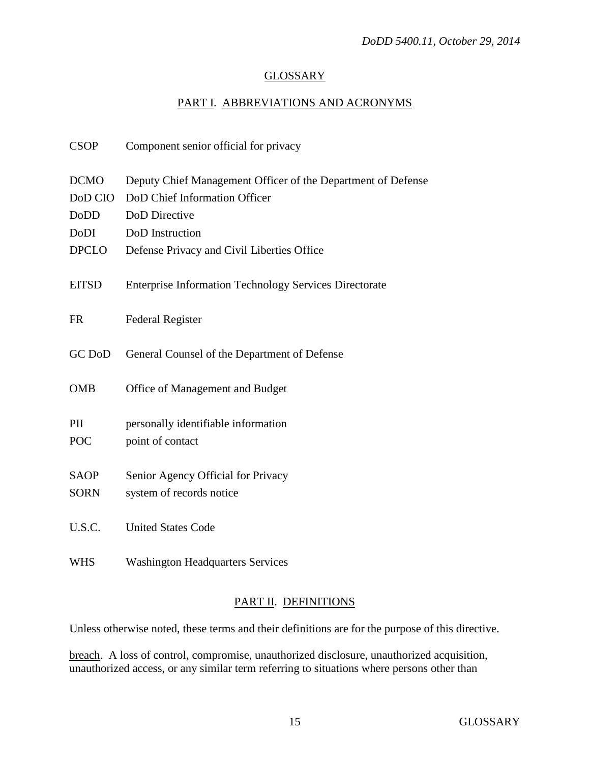## GLOSSARY

### PART I. ABBREVIATIONS AND ACRONYMS

| | |
|---|---|
| CSOP | Component senior official for privacy |
| DCMO | Deputy Chief Management Officer of the Department of Defense |
| DoD CIO | DoD Chief Information Officer |
| DoDD | DoD Directive |
| DoDI | DoD Instruction |
| DPCLO | Defense Privacy and Civil Liberties Office |
| EITSD | Enterprise Information Technology Services Directorate |
| FR | Federal Register |
| GC DoD | General Counsel of the Department of Defense |
| OMB | Office of Management and Budget |
| PII | personally identifiable information |
| POC | point of contact |
| SAOP | Senior Agency Official for Privacy |
| SORN | system of records notice |
| U.S.C. | United States Code |
| WHS | Washington Headquarters Services |

### PART II. DEFINITIONS

Unless otherwise noted, these terms and their definitions are for the purpose of this directive.

breach. A loss of control, compromise, unauthorized disclosure, unauthorized acquisition, unauthorized access, or any similar term referring to situations where persons other than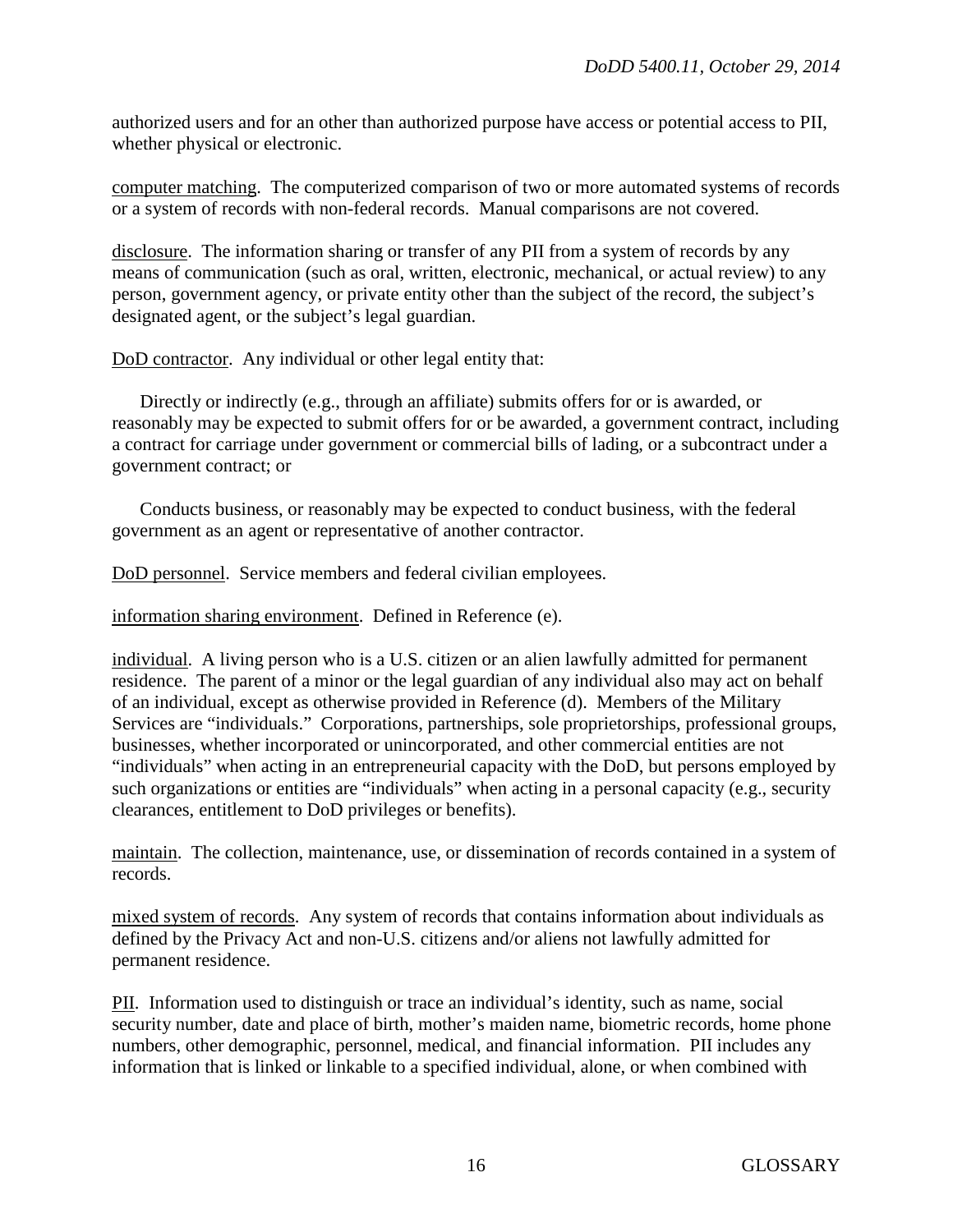authorized users and for an other than authorized purpose have access or potential access to PII, whether physical or electronic.

computer matching. The computerized comparison of two or more automated systems of records or a system of records with non-federal records. Manual comparisons are not covered.

disclosure. The information sharing or transfer of any PII from a system of records by any means of communication (such as oral, written, electronic, mechanical, or actual review) to any person, government agency, or private entity other than the subject of the record, the subject's designated agent, or the subject's legal guardian.

DoD contractor. Any individual or other legal entity that:

Directly or indirectly (e.g., through an affiliate) submits offers for or is awarded, or reasonably may be expected to submit offers for or be awarded, a government contract, including a contract for carriage under government or commercial bills of lading, or a subcontract under a government contract; or

Conducts business, or reasonably may be expected to conduct business, with the federal government as an agent or representative of another contractor.

DoD personnel. Service members and federal civilian employees.

information sharing environment. Defined in Reference (e).

individual. A living person who is a U.S. citizen or an alien lawfully admitted for permanent residence. The parent of a minor or the legal guardian of any individual also may act on behalf of an individual, except as otherwise provided in Reference (d). Members of the Military Services are "individuals." Corporations, partnerships, sole proprietorships, professional groups, businesses, whether incorporated or unincorporated, and other commercial entities are not "individuals" when acting in an entrepreneurial capacity with the DoD, but persons employed by such organizations or entities are "individuals" when acting in a personal capacity (e.g., security clearances, entitlement to DoD privileges or benefits).

maintain. The collection, maintenance, use, or dissemination of records contained in a system of records.

mixed system of records. Any system of records that contains information about individuals as defined by the Privacy Act and non-U.S. citizens and/or aliens not lawfully admitted for permanent residence.

PII. Information used to distinguish or trace an individual's identity, such as name, social security number, date and place of birth, mother's maiden name, biometric records, home phone numbers, other demographic, personnel, medical, and financial information. PII includes any information that is linked or linkable to a specified individual, alone, or when combined with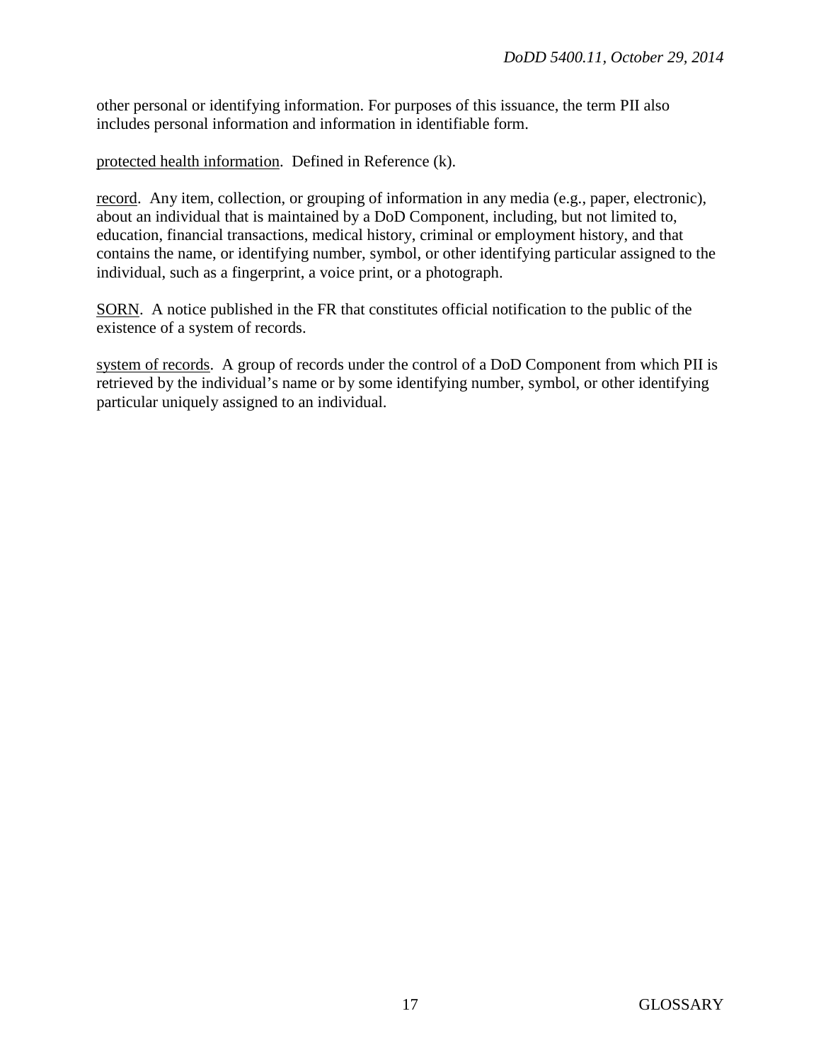other personal or identifying information. For purposes of this issuance, the term PII also includes personal information and information in identifiable form.

protected health information. Defined in Reference (k).

record. Any item, collection, or grouping of information in any media (e.g., paper, electronic), about an individual that is maintained by a DoD Component, including, but not limited to, education, financial transactions, medical history, criminal or employment history, and that contains the name, or identifying number, symbol, or other identifying particular assigned to the individual, such as a fingerprint, a voice print, or a photograph.

SORN. A notice published in the FR that constitutes official notification to the public of the existence of a system of records.

system of records. A group of records under the control of a DoD Component from which PII is retrieved by the individual's name or by some identifying number, symbol, or other identifying particular uniquely assigned to an individual.